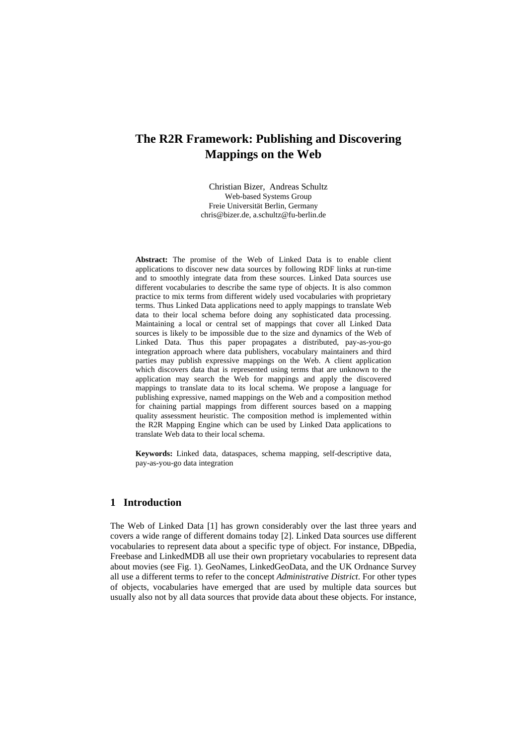# The R2R Framework: Publishing and Discovering Mappings on the Web

Christian Bizer, Andreas Schultz
Web-based Systems Group
Freie Universität Berlin, Germany
chris@bizer.de, a.schultz@fu-berlin.de

**Abstract:** The promise of the Web of Linked Data is to enable client applications to discover new data sources by following RDF links at run-time and to smoothly integrate data from these sources. Linked Data sources use different vocabularies to describe the same type of objects. It is also common practice to mix terms from different widely used vocabularies with proprietary terms. Thus Linked Data applications need to apply mappings to translate Web data to their local schema before doing any sophisticated data processing. Maintaining a local or central set of mappings that cover all Linked Data sources is likely to be impossible due to the size and dynamics of the Web of Linked Data. Thus this paper propagates a distributed, pay-as-you-go integration approach where data publishers, vocabulary maintainers and third parties may publish expressive mappings on the Web. A client application which discovers data that is represented using terms that are unknown to the application may search the Web for mappings and apply the discovered mappings to translate data to its local schema. We propose a language for publishing expressive, named mappings on the Web and a composition method for chaining partial mappings from different sources based on a mapping quality assessment heuristic. The composition method is implemented within the R2R Mapping Engine which can be used by Linked Data applications to translate Web data to their local schema.

**Keywords:** Linked data, dataspaces, schema mapping, self-descriptive data, pay-as-you-go data integration

## 1 Introduction

The Web of Linked Data [1] has grown considerably over the last three years and covers a wide range of different domains today [2]. Linked Data sources use different vocabularies to represent data about a specific type of object. For instance, DBpedia, Freebase and LinkedMDB all use their own proprietary vocabularies to represent data about movies (see Fig. 1). GeoNames, LinkedGeoData, and the UK Ordnance Survey all use a different terms to refer to the concept *Administrative District*. For other types of objects, vocabularies have emerged that are used by multiple data sources but usually also not by all data sources that provide data about these objects. For instance,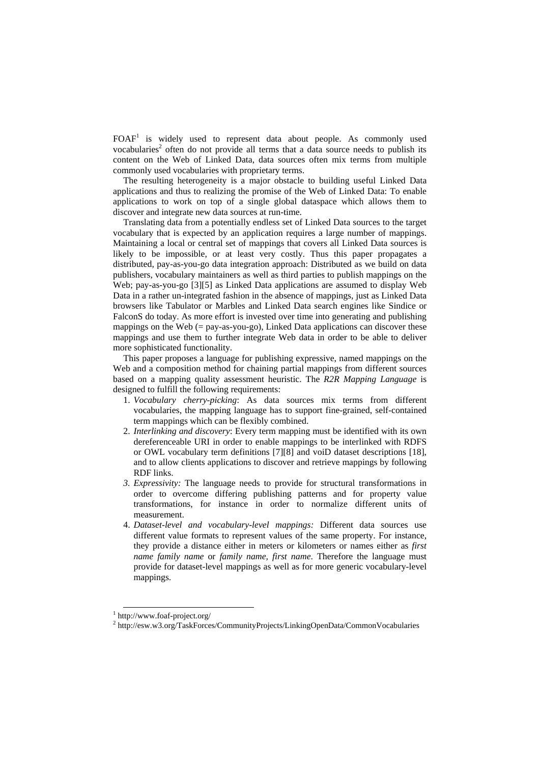FOAF[1] is widely used to represent data about people. As commonly used vocabularies[2] often do not provide all terms that a data source needs to publish its content on the Web of Linked Data, data sources often mix terms from multiple commonly used vocabularies with proprietary terms.

The resulting heterogeneity is a major obstacle to building useful Linked Data applications and thus to realizing the promise of the Web of Linked Data: To enable applications to work on top of a single global dataspace which allows them to discover and integrate new data sources at run-time.

Translating data from a potentially endless set of Linked Data sources to the target vocabulary that is expected by an application requires a large number of mappings. Maintaining a local or central set of mappings that covers all Linked Data sources is likely to be impossible, or at least very costly. Thus this paper propagates a distributed, pay-as-you-go data integration approach: Distributed as we build on data publishers, vocabulary maintainers as well as third parties to publish mappings on the Web; pay-as-you-go [3][5] as Linked Data applications are assumed to display Web Data in a rather un-integrated fashion in the absence of mappings, just as Linked Data browsers like Tabulator or Marbles and Linked Data search engines like Sindice or FalconS do today. As more effort is invested over time into generating and publishing mappings on the Web (= pay-as-you-go), Linked Data applications can discover these mappings and use them to further integrate Web data in order to be able to deliver more sophisticated functionality.

This paper proposes a language for publishing expressive, named mappings on the Web and a composition method for chaining partial mappings from different sources based on a mapping quality assessment heuristic. The *R2R Mapping Language* is designed to fulfill the following requirements:

1. *Vocabulary cherry-picking*: As data sources mix terms from different vocabularies, the mapping language has to support fine-grained, self-contained term mappings which can be flexibly combined.
2. *Interlinking and discovery*: Every term mapping must be identified with its own dereferenceable URI in order to enable mappings to be interlinked with RDFS or OWL vocabulary term definitions [7][8] and voiD dataset descriptions [18], and to allow clients applications to discover and retrieve mappings by following RDF links.
3. *Expressivity:* The language needs to provide for structural transformations in order to overcome differing publishing patterns and for property value transformations, for instance in order to normalize different units of measurement.
4. *Dataset-level and vocabulary-level mappings:* Different data sources use different value formats to represent values of the same property. For instance, they provide a distance either in meters or kilometers or names either as *first name family name* or *family name, first name*. Therefore the language must provide for dataset-level mappings as well as for more generic vocabulary-level mappings.

[1] http://www.foaf-project.org/

[2] http://esw.w3.org/TaskForces/CommunityProjects/LinkingOpenData/CommonVocabularies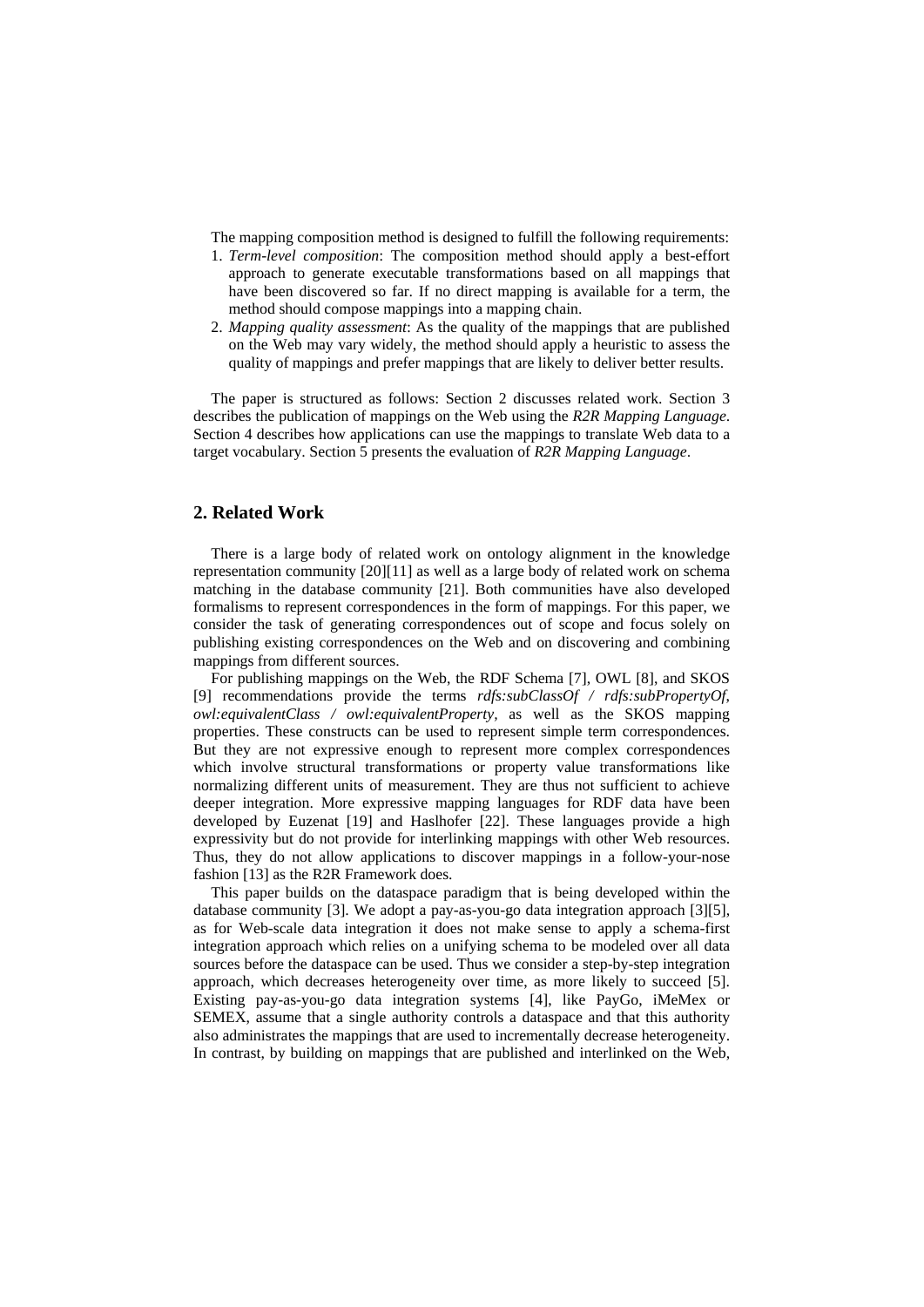The mapping composition method is designed to fulfill the following requirements:

1. *Term-level composition*: The composition method should apply a best-effort approach to generate executable transformations based on all mappings that have been discovered so far. If no direct mapping is available for a term, the method should compose mappings into a mapping chain.
2. *Mapping quality assessment*: As the quality of the mappings that are published on the Web may vary widely, the method should apply a heuristic to assess the quality of mappings and prefer mappings that are likely to deliver better results.

The paper is structured as follows: Section 2 discusses related work. Section 3 describes the publication of mappings on the Web using the *R2R Mapping Language*. Section 4 describes how applications can use the mappings to translate Web data to a target vocabulary. Section 5 presents the evaluation of *R2R Mapping Language*.

## 2. Related Work

There is a large body of related work on ontology alignment in the knowledge representation community [20][11] as well as a large body of related work on schema matching in the database community [21]. Both communities have also developed formalisms to represent correspondences in the form of mappings. For this paper, we consider the task of generating correspondences out of scope and focus solely on publishing existing correspondences on the Web and on discovering and combining mappings from different sources.

For publishing mappings on the Web, the RDF Schema [7], OWL [8], and SKOS [9] recommendations provide the terms *rdfs:subClassOf / rdfs:subPropertyOf, owl:equivalentClass / owl:equivalentProperty,* as well as the SKOS mapping properties. These constructs can be used to represent simple term correspondences. But they are not expressive enough to represent more complex correspondences which involve structural transformations or property value transformations like normalizing different units of measurement. They are thus not sufficient to achieve deeper integration. More expressive mapping languages for RDF data have been developed by Euzenat [19] and Haslhofer [22]. These languages provide a high expressivity but do not provide for interlinking mappings with other Web resources. Thus, they do not allow applications to discover mappings in a follow-your-nose fashion [13] as the R2R Framework does.

This paper builds on the dataspace paradigm that is being developed within the database community [3]. We adopt a pay-as-you-go data integration approach [3][5], as for Web-scale data integration it does not make sense to apply a schema-first integration approach which relies on a unifying schema to be modeled over all data sources before the dataspace can be used. Thus we consider a step-by-step integration approach, which decreases heterogeneity over time, as more likely to succeed [5]. Existing pay-as-you-go data integration systems [4], like PayGo, iMeMex or SEMEX, assume that a single authority controls a dataspace and that this authority also administrates the mappings that are used to incrementally decrease heterogeneity. In contrast, by building on mappings that are published and interlinked on the Web,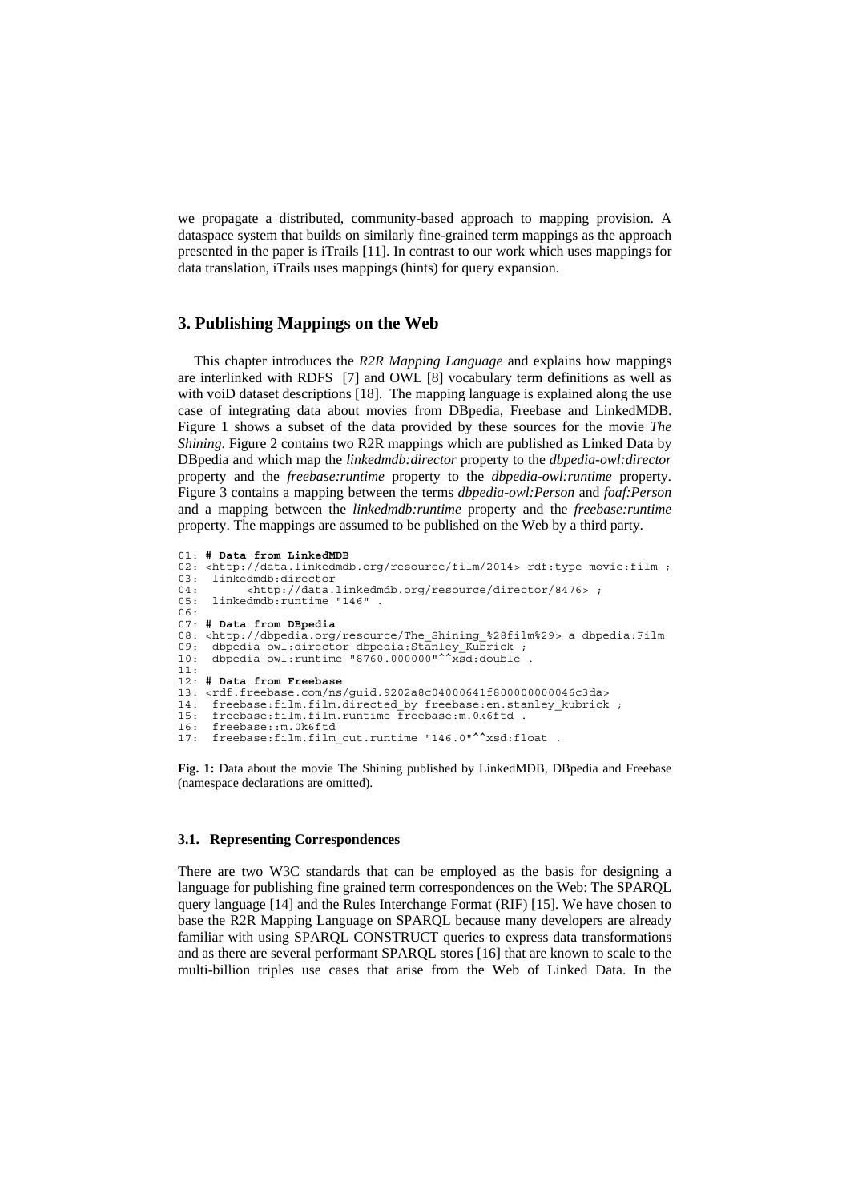we propagate a distributed, community-based approach to mapping provision. A dataspace system that builds on similarly fine-grained term mappings as the approach presented in the paper is iTrails [11]. In contrast to our work which uses mappings for data translation, iTrails uses mappings (hints) for query expansion.

## 3. Publishing Mappings on the Web

This chapter introduces the *R2R Mapping Language* and explains how mappings are interlinked with RDFS [7] and OWL [8] vocabulary term definitions as well as with voiD dataset descriptions [18]. The mapping language is explained along the use case of integrating data about movies from DBpedia, Freebase and LinkedMDB. Figure 1 shows a subset of the data provided by these sources for the movie *The Shining*. Figure 2 contains two R2R mappings which are published as Linked Data by DBpedia and which map the *linkedmdb:director* property to the *dbpedia-owl:director* property and the *freebase:runtime* property to the *dbpedia-owl:runtime* property. Figure 3 contains a mapping between the terms *dbpedia-owl:Person* and *foaf:Person* and a mapping between the *linkedmdb:runtime* property and the *freebase:runtime* property. The mappings are assumed to be published on the Web by a third party.

```
01: # Data from LinkedMDB
02: <http://data.linkedmdb.org/resource/film/2014> rdf:type movie:film ;
03:  linkedmdb:director
04:       <http://data.linkedmdb.org/resource/director/8476> ;
05:  linkedmdb:runtime "146" .
06:
07: # Data from DBpedia
08: <http://dbpedia.org/resource/The_Shining_%28film%29> a dbpedia:Film
09:  dbpedia-owl:director dbpedia:Stanley_Kubrick ;
10:  dbpedia-owl:runtime "8760.000000"^^xsd:double .
11:
12: # Data from Freebase
13: <rdf.freebase.com/ns/guid.9202a8c04000641f800000000046c3da>
14:  freebase:film.film.directed_by freebase:en.stanley_kubrick ;
15:  freebase:film.film.runtime freebase:m.0k6ftd .
16:  freebase::m.0k6ftd
17:  freebase:film.film_cut.runtime "146.0"^^xsd:float .
```

**Fig. 1:** Data about the movie The Shining published by LinkedMDB, DBpedia and Freebase (namespace declarations are omitted).

### 3.1. Representing Correspondences

There are two W3C standards that can be employed as the basis for designing a language for publishing fine grained term correspondences on the Web: The SPARQL query language [14] and the Rules Interchange Format (RIF) [15]. We have chosen to base the R2R Mapping Language on SPARQL because many developers are already familiar with using SPARQL CONSTRUCT queries to express data transformations and as there are several performant SPARQL stores [16] that are known to scale to the multi-billion triples use cases that arise from the Web of Linked Data. In the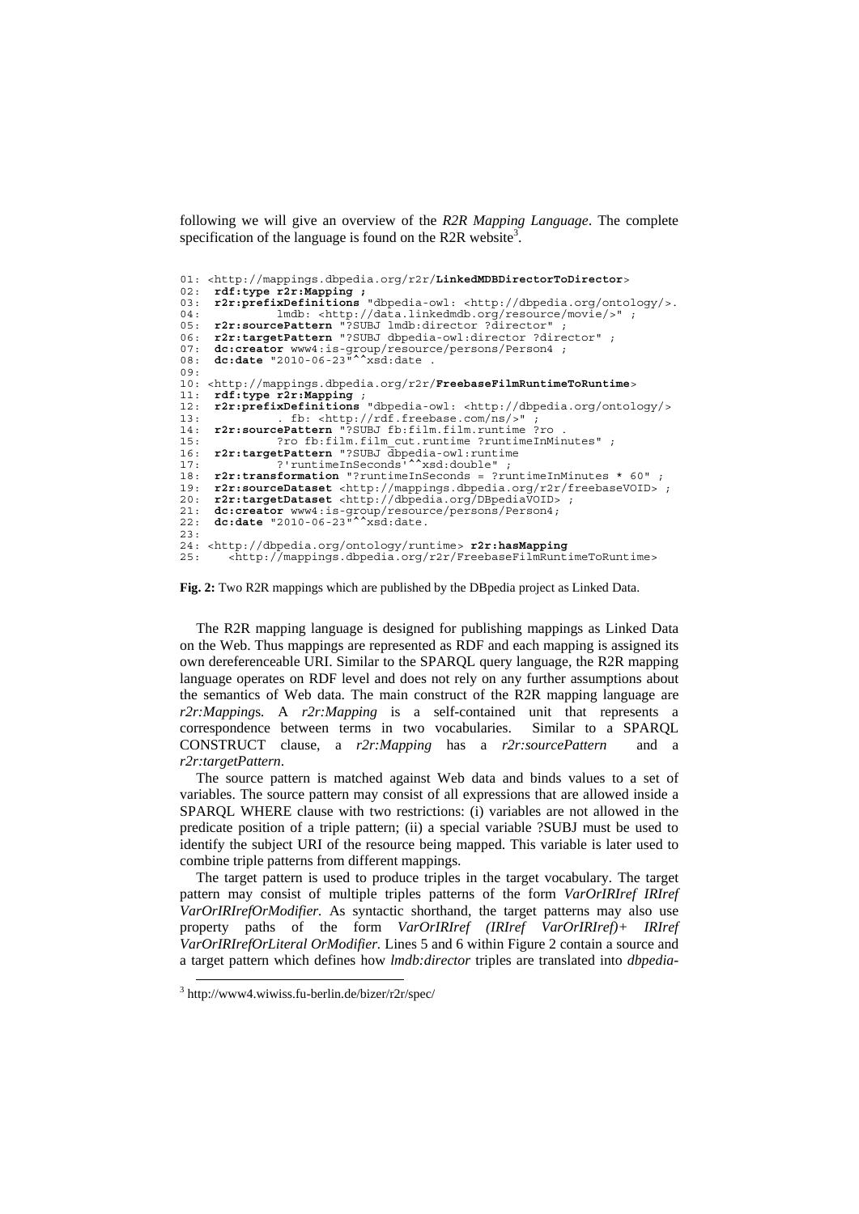following we will give an overview of the *R2R Mapping Language*. The complete specification of the language is found on the R2R website[3].

```
01: <http://mappings.dbpedia.org/r2r/LinkedMDBDirectorToDirector>
02:  rdf:type r2r:Mapping ;
03:  r2r:prefixDefinitions "dbpedia-owl: <http://dbpedia.org/ontology/>.
04:           lmdb: <http://data.linkedmdb.org/resource/movie/>" ;
05:  r2r:sourcePattern "?SUBJ lmdb:director ?director" ;
06:  r2r:targetPattern "?SUBJ dbpedia-owl:director ?director" ;
07:  dc:creator www4:is-group/resource/persons/Person4 ;
08:  dc:date "2010-06-23"^^xsd:date .
09:
10: <http://mappings.dbpedia.org/r2r/FreebaseFilmRuntimeToRuntime>
11:  rdf:type r2r:Mapping ;
12:  r2r:prefixDefinitions "dbpedia-owl: <http://dbpedia.org/ontology/>
13:           . fb: <http://rdf.freebase.com/ns/>" ;
14:  r2r:sourcePattern "?SUBJ fb:film.film.runtime ?ro .
15:           ?ro fb:film.film_cut.runtime ?runtimeInMinutes" ;
16:  r2r:targetPattern "?SUBJ dbpedia-owl:runtime
17:           ?'runtimeInSeconds'^^xsd:double" ;
18:  r2r:transformation "?runtimeInSeconds = ?runtimeInMinutes * 60" ;
19:  r2r:sourceDataset <http://mappings.dbpedia.org/r2r/freebaseVOID> ;
20:  r2r:targetDataset <http://dbpedia.org/DBpediaVOID> ;
21:  dc:creator www4:is-group/resource/persons/Person4;
22:  dc:date "2010-06-23"^^xsd:date.
23:
24: <http://dbpedia.org/ontology/runtime> r2r:hasMapping
25:    <http://mappings.dbpedia.org/r2r/FreebaseFilmRuntimeToRuntime>
```

**Fig. 2:** Two R2R mappings which are published by the DBpedia project as Linked Data.

The R2R mapping language is designed for publishing mappings as Linked Data on the Web. Thus mappings are represented as RDF and each mapping is assigned its own dereferenceable URI. Similar to the SPARQL query language, the R2R mapping language operates on RDF level and does not rely on any further assumptions about the semantics of Web data. The main construct of the R2R mapping language are *r2r:Mapping*s. A *r2r:Mapping* is a self-contained unit that represents a correspondence between terms in two vocabularies. Similar to a SPARQL CONSTRUCT clause, a *r2r:Mapping* has a *r2r:sourcePattern* and a *r2r:targetPattern*.

The source pattern is matched against Web data and binds values to a set of variables. The source pattern may consist of all expressions that are allowed inside a SPARQL WHERE clause with two restrictions: (i) variables are not allowed in the predicate position of a triple pattern; (ii) a special variable ?SUBJ must be used to identify the subject URI of the resource being mapped. This variable is later used to combine triple patterns from different mappings.

The target pattern is used to produce triples in the target vocabulary. The target pattern may consist of multiple triples patterns of the form *VarOrIRIref IRIref VarOrIRIrefOrModifier*. As syntactic shorthand, the target patterns may also use property paths of the form *VarOrIRIref (IRIref VarOrIRIref)+ IRIref VarOrIRIrefOrLiteral OrModifier.* Lines 5 and 6 within Figure 2 contain a source and a target pattern which defines how *lmdb:director* triples are translated into *dbpedia-*

[3] http://www4.wiwiss.fu-berlin.de/bizer/r2r/spec/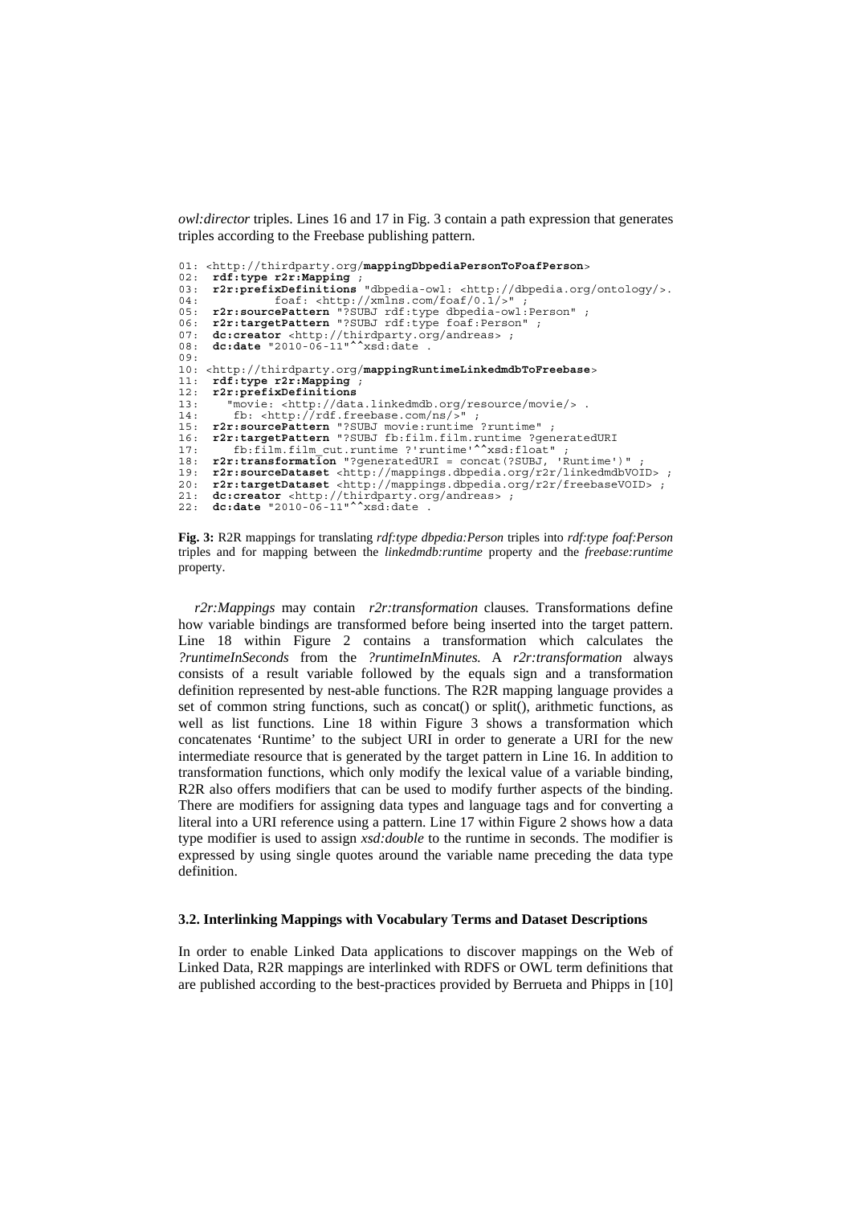*owl:director* triples. Lines 16 and 17 in Fig. 3 contain a path expression that generates triples according to the Freebase publishing pattern.

```
01: <http://thirdparty.org/mappingDbpediaPersonToFoafPerson>
02:  rdf:type r2r:Mapping ;
03:  r2r:prefixDefinitions "dbpedia-owl: <http://dbpedia.org/ontology/>.
04:           foaf: <http://xmlns.com/foaf/0.1/>" ;
05:  r2r:sourcePattern "?SUBJ rdf:type dbpedia-owl:Person" ;
06:  r2r:targetPattern "?SUBJ rdf:type foaf:Person" ;
07:  dc:creator <http://thirdparty.org/andreas> ;
08:  dc:date "2010-06-11"^^xsd:date .
09:
10: <http://thirdparty.org/mappingRuntimeLinkedmdbToFreebase>
11:  rdf:type r2r:Mapping ;
12:  r2r:prefixDefinitions
13:    "movie: <http://data.linkedmdb.org/resource/movie/> .
14:     fb: <http://rdf.freebase.com/ns/>" ;
15:  r2r:sourcePattern "?SUBJ movie:runtime ?runtime" ;
16:  r2r:targetPattern "?SUBJ fb:film.film.runtime ?generatedURI
17:     fb:film.film_cut.runtime ?'runtime'^^xsd:float" ;
18:  r2r:transformation "?generatedURI = concat(?SUBJ, 'Runtime')" ;
19:  r2r:sourceDataset <http://mappings.dbpedia.org/r2r/linkedmdbVOID> ;
20:  r2r:targetDataset <http://mappings.dbpedia.org/r2r/freebaseVOID> ;
21:  dc:creator <http://thirdparty.org/andreas> ;
22:  dc:date "2010-06-11"^^xsd:date .
```

**Fig. 3:** R2R mappings for translating *rdf:type dbpedia:Person* triples into *rdf:type foaf:Person* triples and for mapping between the *linkedmdb:runtime* property and the *freebase:runtime* property.

*r2r:Mappings* may contain *r2r:transformation* clauses. Transformations define how variable bindings are transformed before being inserted into the target pattern. Line 18 within Figure 2 contains a transformation which calculates the *?runtimeInSeconds* from the *?runtimeInMinutes.* A *r2r:transformation* always consists of a result variable followed by the equals sign and a transformation definition represented by nest-able functions. The R2R mapping language provides a set of common string functions, such as concat() or split(), arithmetic functions, as well as list functions. Line 18 within Figure 3 shows a transformation which concatenates 'Runtime' to the subject URI in order to generate a URI for the new intermediate resource that is generated by the target pattern in Line 16. In addition to transformation functions, which only modify the lexical value of a variable binding, R2R also offers modifiers that can be used to modify further aspects of the binding. There are modifiers for assigning data types and language tags and for converting a literal into a URI reference using a pattern. Line 17 within Figure 2 shows how a data type modifier is used to assign *xsd:double* to the runtime in seconds. The modifier is expressed by using single quotes around the variable name preceding the data type definition.

### 3.2. Interlinking Mappings with Vocabulary Terms and Dataset Descriptions

In order to enable Linked Data applications to discover mappings on the Web of Linked Data, R2R mappings are interlinked with RDFS or OWL term definitions that are published according to the best-practices provided by Berrueta and Phipps in [10]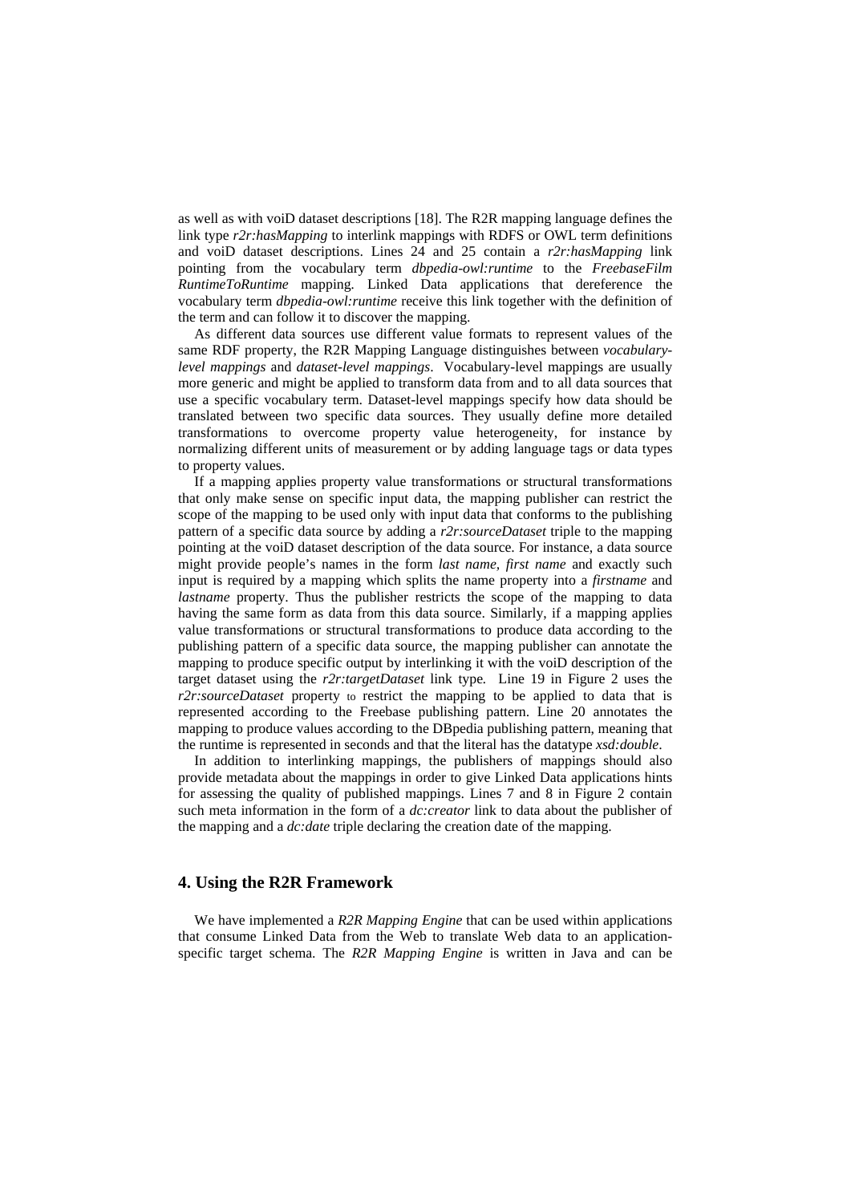as well as with voiD dataset descriptions [18]. The R2R mapping language defines the link type *r2r:hasMapping* to interlink mappings with RDFS or OWL term definitions and voiD dataset descriptions. Lines 24 and 25 contain a *r2r:hasMapping* link pointing from the vocabulary term *dbpedia-owl:runtime* to the *FreebaseFilm RuntimeToRuntime* mapping. Linked Data applications that dereference the vocabulary term *dbpedia-owl:runtime* receive this link together with the definition of the term and can follow it to discover the mapping.

As different data sources use different value formats to represent values of the same RDF property, the R2R Mapping Language distinguishes between *vocabulary-level mappings* and *dataset-level mappings*. Vocabulary-level mappings are usually more generic and might be applied to transform data from and to all data sources that use a specific vocabulary term. Dataset-level mappings specify how data should be translated between two specific data sources. They usually define more detailed transformations to overcome property value heterogeneity, for instance by normalizing different units of measurement or by adding language tags or data types to property values.

If a mapping applies property value transformations or structural transformations that only make sense on specific input data, the mapping publisher can restrict the scope of the mapping to be used only with input data that conforms to the publishing pattern of a specific data source by adding a *r2r:sourceDataset* triple to the mapping pointing at the voiD dataset description of the data source. For instance, a data source might provide people's names in the form *last name, first name* and exactly such input is required by a mapping which splits the name property into a *firstname* and *lastname* property. Thus the publisher restricts the scope of the mapping to data having the same form as data from this data source. Similarly, if a mapping applies value transformations or structural transformations to produce data according to the publishing pattern of a specific data source, the mapping publisher can annotate the mapping to produce specific output by interlinking it with the voiD description of the target dataset using the *r2r:targetDataset* link type. Line 19 in Figure 2 uses the *r2r:sourceDataset* property to restrict the mapping to be applied to data that is represented according to the Freebase publishing pattern. Line 20 annotates the mapping to produce values according to the DBpedia publishing pattern, meaning that the runtime is represented in seconds and that the literal has the datatype *xsd:double*.

In addition to interlinking mappings, the publishers of mappings should also provide metadata about the mappings in order to give Linked Data applications hints for assessing the quality of published mappings. Lines 7 and 8 in Figure 2 contain such meta information in the form of a *dc:creator* link to data about the publisher of the mapping and a *dc:date* triple declaring the creation date of the mapping.

## 4. Using the R2R Framework

We have implemented a *R2R Mapping Engine* that can be used within applications that consume Linked Data from the Web to translate Web data to an application-specific target schema. The *R2R Mapping Engine* is written in Java and can be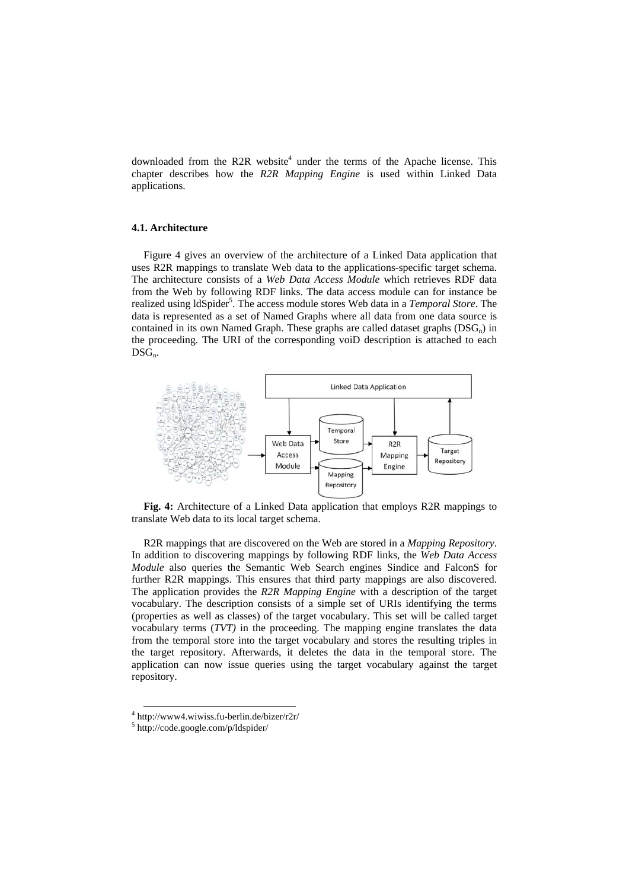downloaded from the R2R website[4] under the terms of the Apache license. This chapter describes how the *R2R Mapping Engine* is used within Linked Data applications.

### 4.1. Architecture

Figure 4 gives an overview of the architecture of a Linked Data application that uses R2R mappings to translate Web data to the applications-specific target schema. The architecture consists of a *Web Data Access Module* which retrieves RDF data from the Web by following RDF links. The data access module can for instance be realized using ldSpider[5]. The access module stores Web data in a *Temporal Store*. The data is represented as a set of Named Graphs where all data from one data source is contained in its own Named Graph. These graphs are called dataset graphs ($DSG_n$) in the proceeding. The URI of the corresponding voiD description is attached to each $DSG_n$.

**Fig. 4:** Architecture of a Linked Data application that employs R2R mappings to translate Web data to its local target schema.

R2R mappings that are discovered on the Web are stored in a *Mapping Repository*. In addition to discovering mappings by following RDF links, the *Web Data Access Module* also queries the Semantic Web Search engines Sindice and FalconS for further R2R mappings. This ensures that third party mappings are also discovered. The application provides the *R2R Mapping Engine* with a description of the target vocabulary. The description consists of a simple set of URIs identifying the terms (properties as well as classes) of the target vocabulary. This set will be called target vocabulary terms (*TVT)* in the proceeding. The mapping engine translates the data from the temporal store into the target vocabulary and stores the resulting triples in the target repository. Afterwards, it deletes the data in the temporal store. The application can now issue queries using the target vocabulary against the target repository.

[4] http://www4.wiwiss.fu-berlin.de/bizer/r2r/

[5] http://code.google.com/p/ldspider/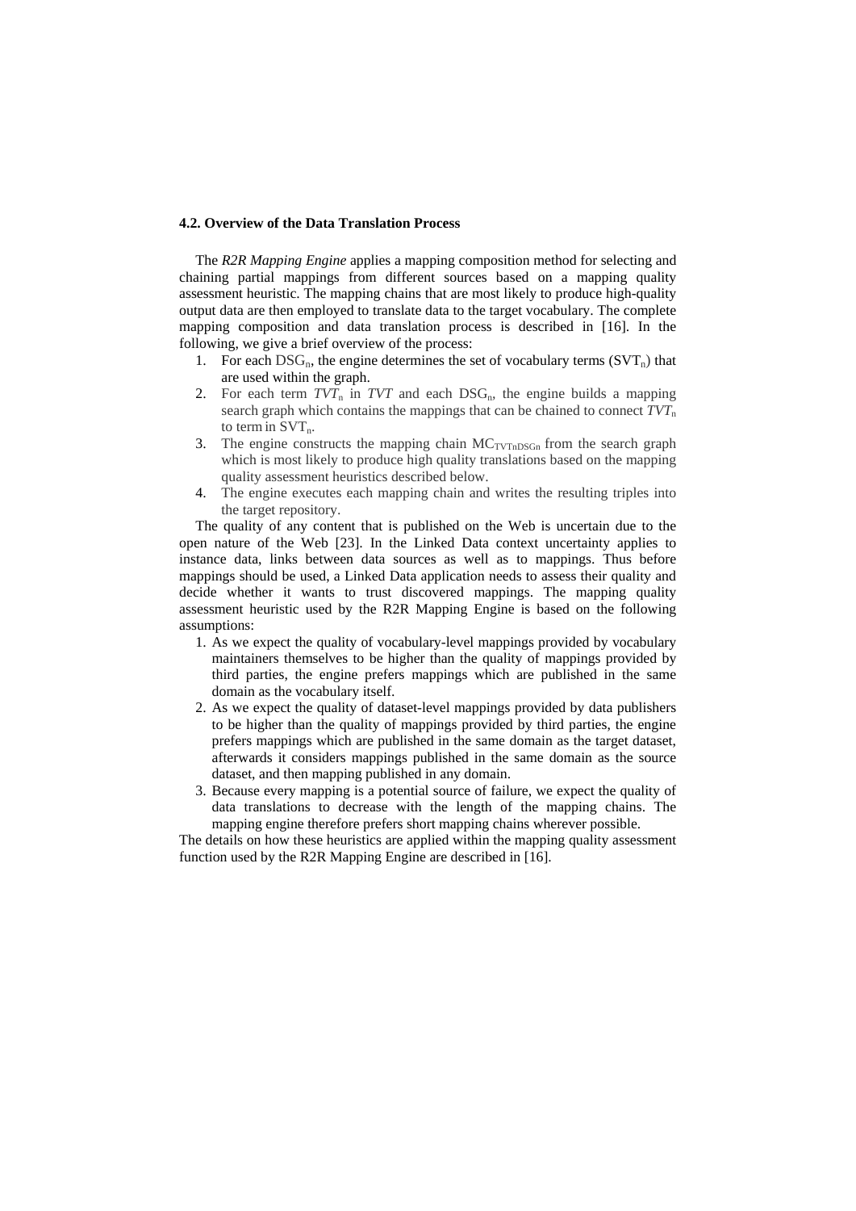### 4.2. Overview of the Data Translation Process

The *R2R Mapping Engine* applies a mapping composition method for selecting and chaining partial mappings from different sources based on a mapping quality assessment heuristic. The mapping chains that are most likely to produce high-quality output data are then employed to translate data to the target vocabulary. The complete mapping composition and data translation process is described in [16]. In the following, we give a brief overview of the process:

1. For each $DSG_n$, the engine determines the set of vocabulary terms ($SVT_n$) that are used within the graph.
2. For each term $TVT_n$ in $TVT$ and each $DSG_n$, the engine builds a mapping search graph which contains the mappings that can be chained to connect $TVT_n$ to term in $SVT_n$.
3. The engine constructs the mapping chain $MC_{TVTnDSGn}$ from the search graph which is most likely to produce high quality translations based on the mapping quality assessment heuristics described below.
4. The engine executes each mapping chain and writes the resulting triples into the target repository.

The quality of any content that is published on the Web is uncertain due to the open nature of the Web [23]. In the Linked Data context uncertainty applies to instance data, links between data sources as well as to mappings. Thus before mappings should be used, a Linked Data application needs to assess their quality and decide whether it wants to trust discovered mappings. The mapping quality assessment heuristic used by the R2R Mapping Engine is based on the following assumptions:

1. As we expect the quality of vocabulary-level mappings provided by vocabulary maintainers themselves to be higher than the quality of mappings provided by third parties, the engine prefers mappings which are published in the same domain as the vocabulary itself.
2. As we expect the quality of dataset-level mappings provided by data publishers to be higher than the quality of mappings provided by third parties, the engine prefers mappings which are published in the same domain as the target dataset, afterwards it considers mappings published in the same domain as the source dataset, and then mapping published in any domain.
3. Because every mapping is a potential source of failure, we expect the quality of data translations to decrease with the length of the mapping chains. The mapping engine therefore prefers short mapping chains wherever possible.

The details on how these heuristics are applied within the mapping quality assessment function used by the R2R Mapping Engine are described in [16].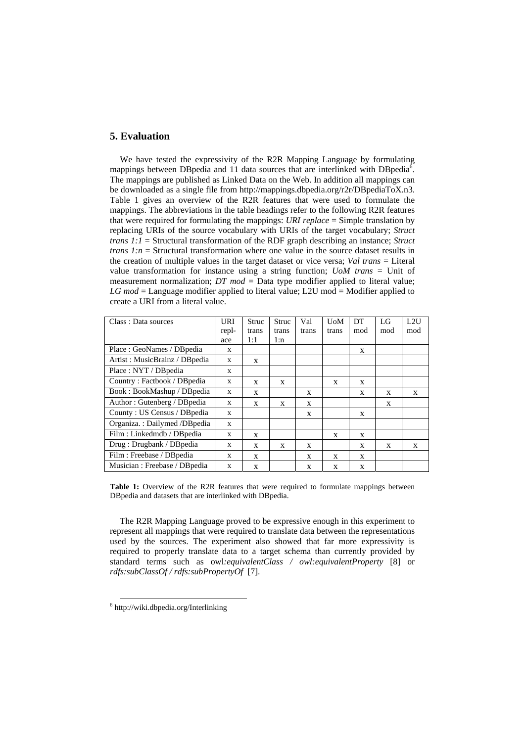## 5. Evaluation

We have tested the expressivity of the R2R Mapping Language by formulating mappings between DBpedia and 11 data sources that are interlinked with DBpedia[6]. The mappings are published as Linked Data on the Web. In addition all mappings can be downloaded as a single file from http://mappings.dbpedia.org/r2r/DBpediaToX.n3. Table 1 gives an overview of the R2R features that were used to formulate the mappings. The abbreviations in the table headings refer to the following R2R features that were required for formulating the mappings: *URI replace* = Simple translation by replacing URIs of the source vocabulary with URIs of the target vocabulary; *Struct trans 1:1* = Structural transformation of the RDF graph describing an instance; *Struct trans 1:n* = Structural transformation where one value in the source dataset results in the creation of multiple values in the target dataset or vice versa; *Val trans* = Literal value transformation for instance using a string function; *UoM trans* = Unit of measurement normalization; *DT mod* = Data type modifier applied to literal value; *LG mod* = Language modifier applied to literal value; L2U mod = Modifier applied to create a URI from a literal value.

| Class : Data sources | URI repl-ace | Struc trans 1:1 | Struc trans 1:n | Val trans | UoM trans | DT mod | LG mod | L2U mod |
|---|---|---|---|---|---|---|---|---|
| Place : GeoNames / DBpedia | x | | | | | x | | |
| Artist : MusicBrainz / DBpedia | x | x | | | | | | |
| Place : NYT / DBpedia | x | | | | | | | |
| Country : Factbook / DBpedia | x | x | x | | x | x | | |
| Book : BookMashup / DBpedia | x | x | | x | | x | x | x |
| Author : Gutenberg / DBpedia | x | x | x | x | | | x | |
| County : US Census / DBpedia | x | | | x | | x | | |
| Organiza. : Dailymed /DBpedia | x | | | | | | | |
| Film : Linkedmdb / DBpedia | x | x | | | x | x | | |
| Drug : Drugbank / DBpedia | x | x | x | x | | x | x | x |
| Film : Freebase / DBpedia | x | x | | x | x | x | | |
| Musician : Freebase / DBpedia | x | x | | x | x | x | | |

**Table 1:** Overview of the R2R features that were required to formulate mappings between DBpedia and datasets that are interlinked with DBpedia.

The R2R Mapping Language proved to be expressive enough in this experiment to represent all mappings that were required to translate data between the representations used by the sources. The experiment also showed that far more expressivity is required to properly translate data to a target schema than currently provided by standard terms such as owl*:equivalentClass / owl:equivalentProperty* [8] or *rdfs:subClassOf / rdfs:subPropertyOf* [7].

[6] http://wiki.dbpedia.org/Interlinking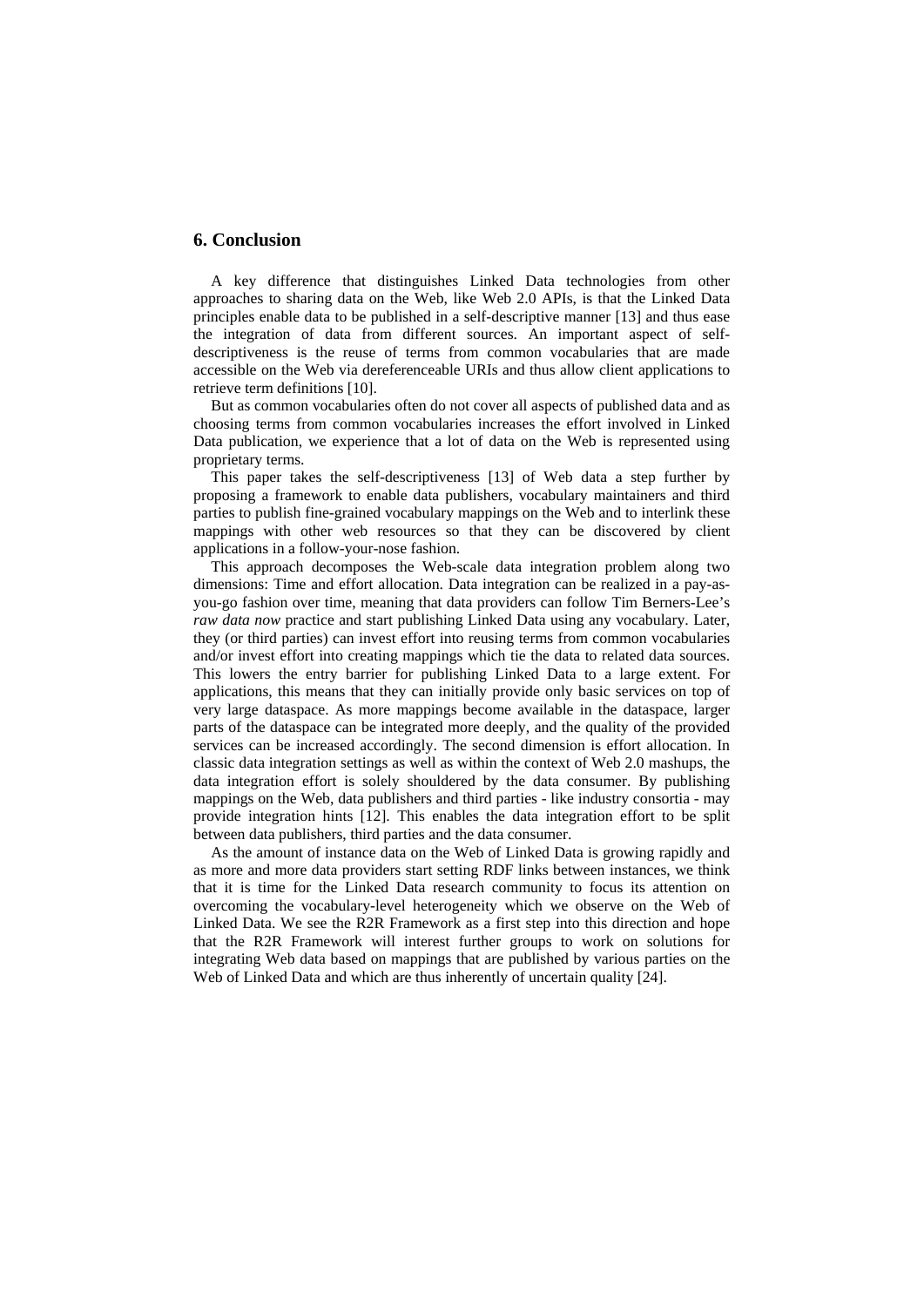## 6. Conclusion

A key difference that distinguishes Linked Data technologies from other approaches to sharing data on the Web, like Web 2.0 APIs, is that the Linked Data principles enable data to be published in a self-descriptive manner [13] and thus ease the integration of data from different sources. An important aspect of self-descriptiveness is the reuse of terms from common vocabularies that are made accessible on the Web via dereferenceable URIs and thus allow client applications to retrieve term definitions [10].

But as common vocabularies often do not cover all aspects of published data and as choosing terms from common vocabularies increases the effort involved in Linked Data publication, we experience that a lot of data on the Web is represented using proprietary terms.

This paper takes the self-descriptiveness [13] of Web data a step further by proposing a framework to enable data publishers, vocabulary maintainers and third parties to publish fine-grained vocabulary mappings on the Web and to interlink these mappings with other web resources so that they can be discovered by client applications in a follow-your-nose fashion.

This approach decomposes the Web-scale data integration problem along two dimensions: Time and effort allocation. Data integration can be realized in a pay-as-you-go fashion over time, meaning that data providers can follow Tim Berners-Lee's *raw data now* practice and start publishing Linked Data using any vocabulary. Later, they (or third parties) can invest effort into reusing terms from common vocabularies and/or invest effort into creating mappings which tie the data to related data sources. This lowers the entry barrier for publishing Linked Data to a large extent. For applications, this means that they can initially provide only basic services on top of very large dataspace. As more mappings become available in the dataspace, larger parts of the dataspace can be integrated more deeply, and the quality of the provided services can be increased accordingly. The second dimension is effort allocation. In classic data integration settings as well as within the context of Web 2.0 mashups, the data integration effort is solely shouldered by the data consumer. By publishing mappings on the Web, data publishers and third parties - like industry consortia - may provide integration hints [12]. This enables the data integration effort to be split between data publishers, third parties and the data consumer.

As the amount of instance data on the Web of Linked Data is growing rapidly and as more and more data providers start setting RDF links between instances, we think that it is time for the Linked Data research community to focus its attention on overcoming the vocabulary-level heterogeneity which we observe on the Web of Linked Data. We see the R2R Framework as a first step into this direction and hope that the R2R Framework will interest further groups to work on solutions for integrating Web data based on mappings that are published by various parties on the Web of Linked Data and which are thus inherently of uncertain quality [24].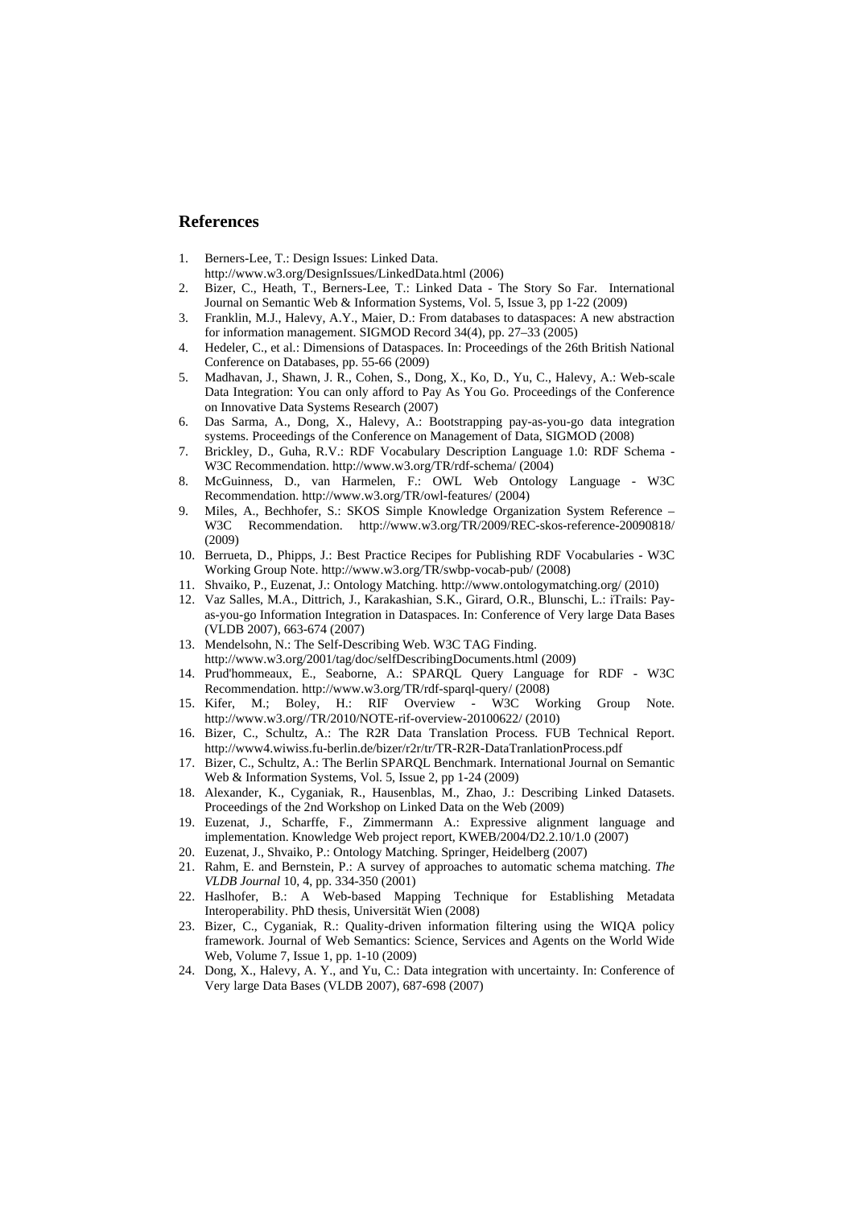## References

1. Berners-Lee, T.: Design Issues: Linked Data. http://www.w3.org/DesignIssues/LinkedData.html (2006)
2. Bizer, C., Heath, T., Berners-Lee, T.: Linked Data - The Story So Far. International Journal on Semantic Web & Information Systems, Vol. 5, Issue 3, pp 1-22 (2009)
3. Franklin, M.J., Halevy, A.Y., Maier, D.: From databases to dataspaces: A new abstraction for information management. SIGMOD Record 34(4), pp. 27–33 (2005)
4. Hedeler, C., et al.: Dimensions of Dataspaces. In: Proceedings of the 26th British National Conference on Databases, pp. 55-66 (2009)
5. Madhavan, J., Shawn, J. R., Cohen, S., Dong, X., Ko, D., Yu, C., Halevy, A.: Web-scale Data Integration: You can only afford to Pay As You Go. Proceedings of the Conference on Innovative Data Systems Research (2007)
6. Das Sarma, A., Dong, X., Halevy, A.: Bootstrapping pay-as-you-go data integration systems. Proceedings of the Conference on Management of Data, SIGMOD (2008)
7. Brickley, D., Guha, R.V.: RDF Vocabulary Description Language 1.0: RDF Schema - W3C Recommendation. http://www.w3.org/TR/rdf-schema/ (2004)
8. McGuinness, D., van Harmelen, F.: OWL Web Ontology Language - W3C Recommendation. http://www.w3.org/TR/owl-features/ (2004)
9. Miles, A., Bechhofer, S.: SKOS Simple Knowledge Organization System Reference – W3C Recommendation. http://www.w3.org/TR/2009/REC-skos-reference-20090818/ (2009)
10. Berrueta, D., Phipps, J.: Best Practice Recipes for Publishing RDF Vocabularies - W3C Working Group Note. http://www.w3.org/TR/swbp-vocab-pub/ (2008)
11. Shvaiko, P., Euzenat, J.: Ontology Matching. http://www.ontologymatching.org/ (2010)
12. Vaz Salles, M.A., Dittrich, J., Karakashian, S.K., Girard, O.R., Blunschi, L.: iTrails: Pay-as-you-go Information Integration in Dataspaces. In: Conference of Very large Data Bases (VLDB 2007), 663-674 (2007)
13. Mendelsohn, N.: The Self-Describing Web. W3C TAG Finding. http://www.w3.org/2001/tag/doc/selfDescribingDocuments.html (2009)
14. Prud'hommeaux, E., Seaborne, A.: SPARQL Query Language for RDF - W3C Recommendation. http://www.w3.org/TR/rdf-sparql-query/ (2008)
15. Kifer, M.; Boley, H.: RIF Overview - W3C Working Group Note. http://www.w3.org//TR/2010/NOTE-rif-overview-20100622/ (2010)
16. Bizer, C., Schultz, A.: The R2R Data Translation Process. FUB Technical Report. http://www4.wiwiss.fu-berlin.de/bizer/r2r/tr/TR-R2R-DataTranlationProcess.pdf
17. Bizer, C., Schultz, A.: The Berlin SPARQL Benchmark. International Journal on Semantic Web & Information Systems, Vol. 5, Issue 2, pp 1-24 (2009)
18. Alexander, K., Cyganiak, R., Hausenblas, M., Zhao, J.: Describing Linked Datasets. Proceedings of the 2nd Workshop on Linked Data on the Web (2009)
19. Euzenat, J., Scharffe, F., Zimmermann A.: Expressive alignment language and implementation. Knowledge Web project report, KWEB/2004/D2.2.10/1.0 (2007)
20. Euzenat, J., Shvaiko, P.: Ontology Matching. Springer, Heidelberg (2007)
21. Rahm, E. and Bernstein, P.: A survey of approaches to automatic schema matching. *The VLDB Journal* 10, 4, pp. 334-350 (2001)
22. Haslhofer, B.: A Web-based Mapping Technique for Establishing Metadata Interoperability. PhD thesis, Universität Wien (2008)
23. Bizer, C., Cyganiak, R.: Quality-driven information filtering using the WIQA policy framework. Journal of Web Semantics: Science, Services and Agents on the World Wide Web, Volume 7, Issue 1, pp. 1-10 (2009)
24. Dong, X., Halevy, A. Y., and Yu, C.: Data integration with uncertainty. In: Conference of Very large Data Bases (VLDB 2007), 687-698 (2007)